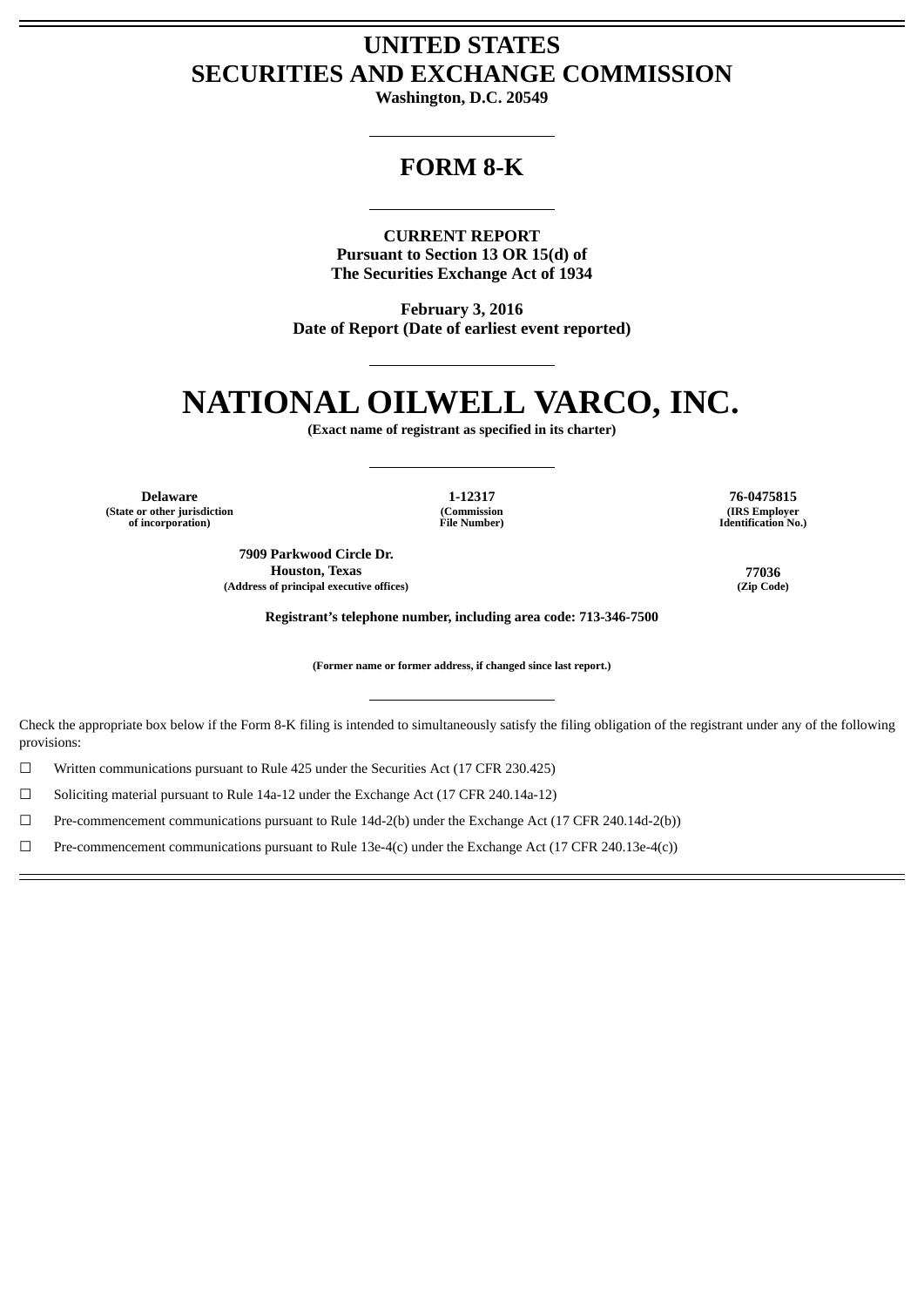# UNITED STATES
# SECURITIES AND EXCHANGE COMMISSION

**Washington, D.C. 20549**

## FORM 8-K

**CURRENT REPORT**
**Pursuant to Section 13 OR 15(d) of**
**The Securities Exchange Act of 1934**

**February 3, 2016**
**Date of Report (Date of earliest event reported)**

# NATIONAL OILWELL VARCO, INC.

**(Exact name of registrant as specified in its charter)**

| Delaware | 1-12317 | 76-0475815 |
|---|---|---|
| (State or other jurisdiction of incorporation) | (Commission File Number) | (IRS Employer Identification No.) |

| 7909 Parkwood Circle Dr. Houston, Texas | 77036 |
|---|---|
| (Address of principal executive offices) | (Zip Code) |

**Registrant's telephone number, including area code: 713-346-7500**

**(Former name or former address, if changed since last report.)**

Check the appropriate box below if the Form 8-K filing is intended to simultaneously satisfy the filing obligation of the registrant under any of the following provisions:

☐ Written communications pursuant to Rule 425 under the Securities Act (17 CFR 230.425)

☐ Soliciting material pursuant to Rule 14a-12 under the Exchange Act (17 CFR 240.14a-12)

☐ Pre-commencement communications pursuant to Rule 14d-2(b) under the Exchange Act (17 CFR 240.14d-2(b))

☐ Pre-commencement communications pursuant to Rule 13e-4(c) under the Exchange Act (17 CFR 240.13e-4(c))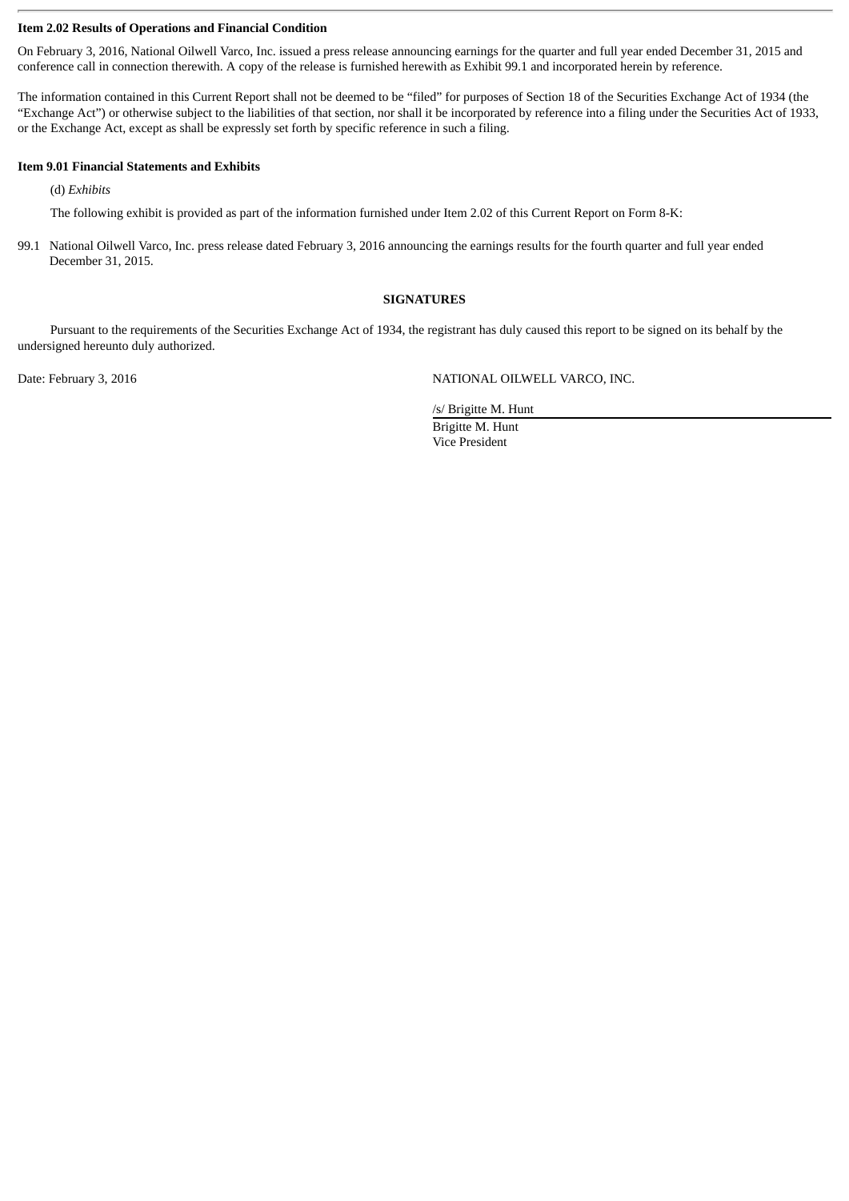**Item 2.02 Results of Operations and Financial Condition**

On February 3, 2016, National Oilwell Varco, Inc. issued a press release announcing earnings for the quarter and full year ended December 31, 2015 and conference call in connection therewith. A copy of the release is furnished herewith as Exhibit 99.1 and incorporated herein by reference.

The information contained in this Current Report shall not be deemed to be "filed" for purposes of Section 18 of the Securities Exchange Act of 1934 (the "Exchange Act") or otherwise subject to the liabilities of that section, nor shall it be incorporated by reference into a filing under the Securities Act of 1933, or the Exchange Act, except as shall be expressly set forth by specific reference in such a filing.

**Item 9.01 Financial Statements and Exhibits**

(d) *Exhibits*

The following exhibit is provided as part of the information furnished under Item 2.02 of this Current Report on Form 8-K:

99.1 National Oilwell Varco, Inc. press release dated February 3, 2016 announcing the earnings results for the fourth quarter and full year ended December 31, 2015.

**SIGNATURES**

Pursuant to the requirements of the Securities Exchange Act of 1934, the registrant has duly caused this report to be signed on its behalf by the undersigned hereunto duly authorized.

Date: February 3, 2016

NATIONAL OILWELL VARCO, INC.

/s/ Brigitte M. Hunt

Brigitte M. Hunt
Vice President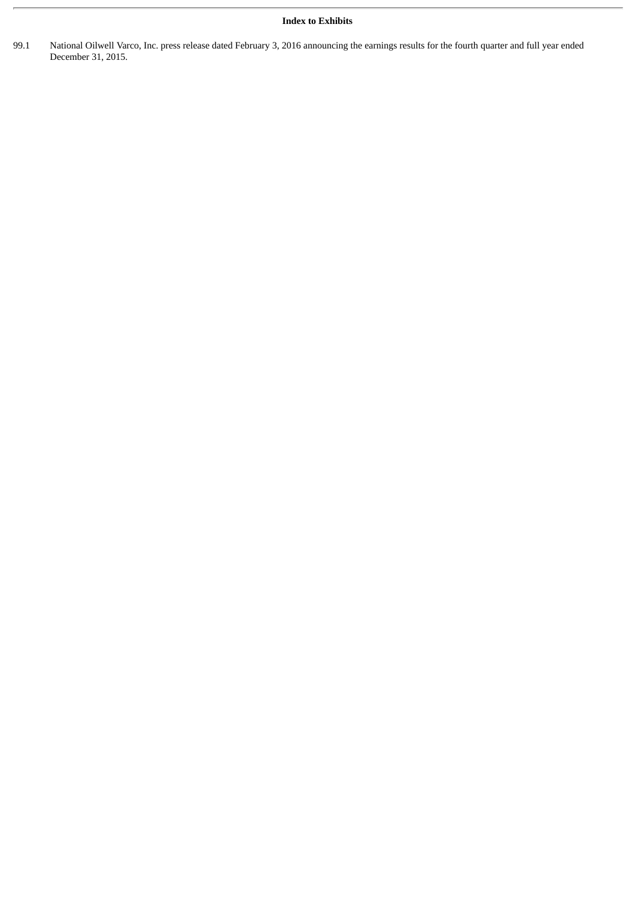**Index to Exhibits**

99.1 National Oilwell Varco, Inc. press release dated February 3, 2016 announcing the earnings results for the fourth quarter and full year ended December 31, 2015.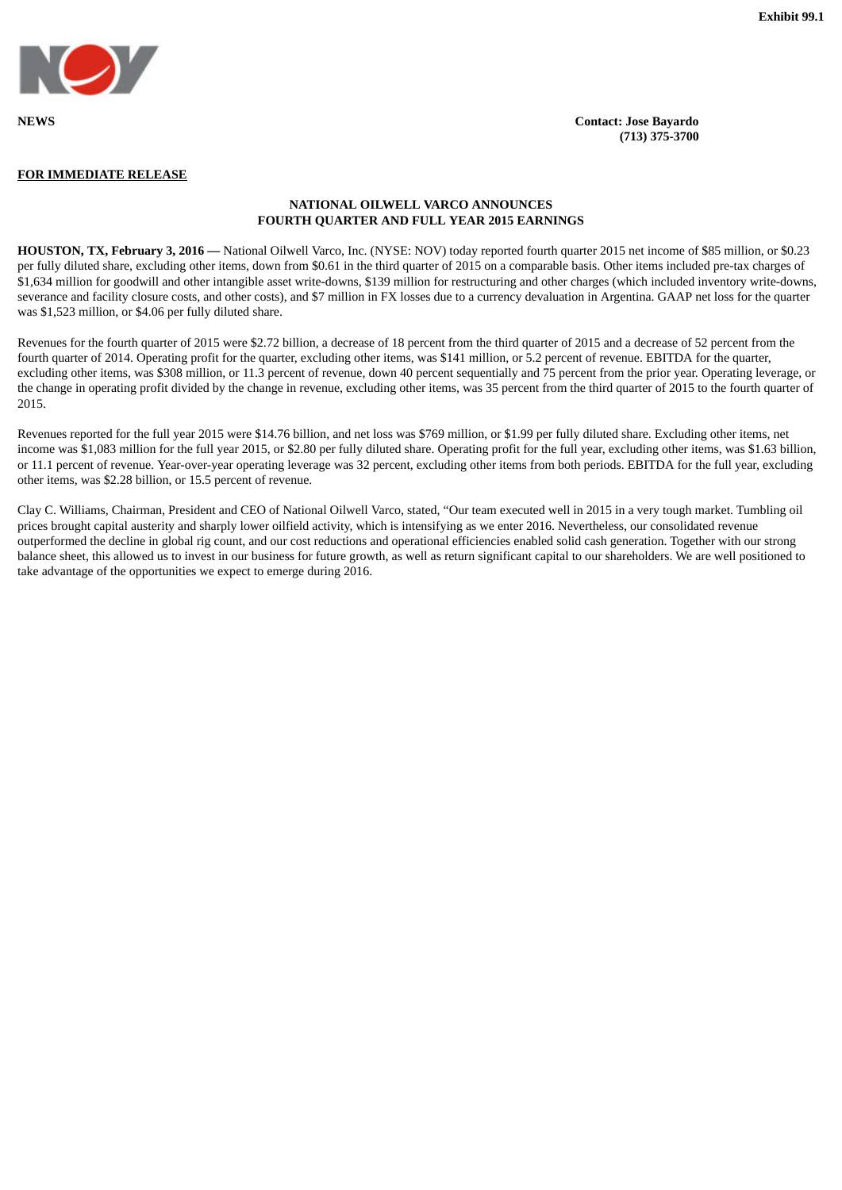Exhibit 99.1

**NEWS**

**Contact: Jose Bayardo**
**(713) 375-3700**

**FOR IMMEDIATE RELEASE**

## NATIONAL OILWELL VARCO ANNOUNCES FOURTH QUARTER AND FULL YEAR 2015 EARNINGS

**HOUSTON, TX, February 3, 2016 —** National Oilwell Varco, Inc. (NYSE: NOV) today reported fourth quarter 2015 net income of $85 million, or $0.23 per fully diluted share, excluding other items, down from $0.61 in the third quarter of 2015 on a comparable basis. Other items included pre-tax charges of $1,634 million for goodwill and other intangible asset write-downs, $139 million for restructuring and other charges (which included inventory write-downs, severance and facility closure costs, and other costs), and $7 million in FX losses due to a currency devaluation in Argentina. GAAP net loss for the quarter was $1,523 million, or $4.06 per fully diluted share.

Revenues for the fourth quarter of 2015 were $2.72 billion, a decrease of 18 percent from the third quarter of 2015 and a decrease of 52 percent from the fourth quarter of 2014. Operating profit for the quarter, excluding other items, was $141 million, or 5.2 percent of revenue. EBITDA for the quarter, excluding other items, was $308 million, or 11.3 percent of revenue, down 40 percent sequentially and 75 percent from the prior year. Operating leverage, or the change in operating profit divided by the change in revenue, excluding other items, was 35 percent from the third quarter of 2015 to the fourth quarter of 2015.

Revenues reported for the full year 2015 were $14.76 billion, and net loss was $769 million, or $1.99 per fully diluted share. Excluding other items, net income was $1,083 million for the full year 2015, or $2.80 per fully diluted share. Operating profit for the full year, excluding other items, was $1.63 billion, or 11.1 percent of revenue. Year-over-year operating leverage was 32 percent, excluding other items from both periods. EBITDA for the full year, excluding other items, was $2.28 billion, or 15.5 percent of revenue.

Clay C. Williams, Chairman, President and CEO of National Oilwell Varco, stated, "Our team executed well in 2015 in a very tough market. Tumbling oil prices brought capital austerity and sharply lower oilfield activity, which is intensifying as we enter 2016. Nevertheless, our consolidated revenue outperformed the decline in global rig count, and our cost reductions and operational efficiencies enabled solid cash generation. Together with our strong balance sheet, this allowed us to invest in our business for future growth, as well as return significant capital to our shareholders. We are well positioned to take advantage of the opportunities we expect to emerge during 2016.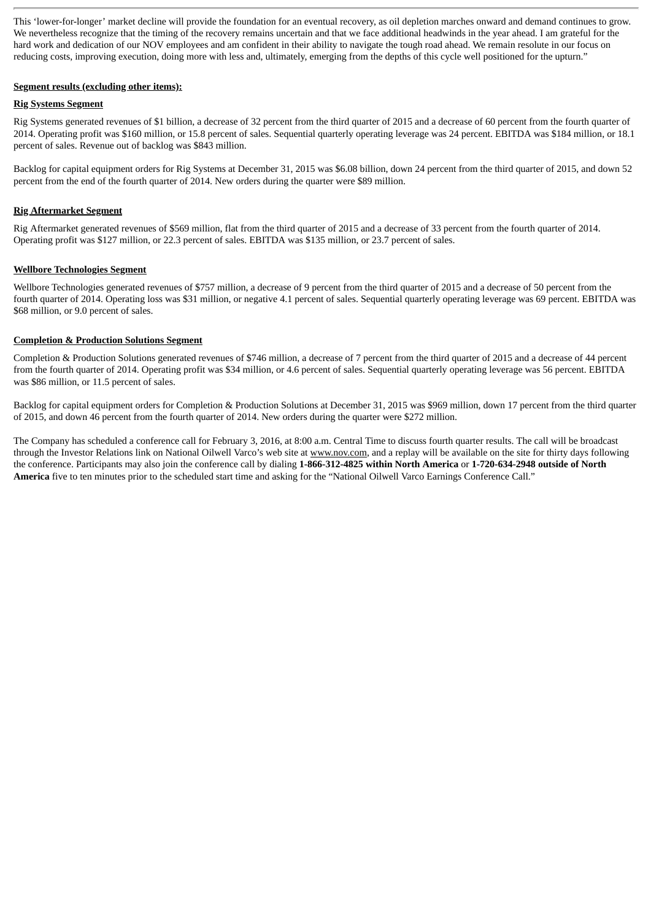This 'lower-for-longer' market decline will provide the foundation for an eventual recovery, as oil depletion marches onward and demand continues to grow. We nevertheless recognize that the timing of the recovery remains uncertain and that we face additional headwinds in the year ahead. I am grateful for the hard work and dedication of our NOV employees and am confident in their ability to navigate the tough road ahead. We remain resolute in our focus on reducing costs, improving execution, doing more with less and, ultimately, emerging from the depths of this cycle well positioned for the upturn."

**Segment results (excluding other items):**

**Rig Systems Segment**

Rig Systems generated revenues of $1 billion, a decrease of 32 percent from the third quarter of 2015 and a decrease of 60 percent from the fourth quarter of 2014. Operating profit was $160 million, or 15.8 percent of sales. Sequential quarterly operating leverage was 24 percent. EBITDA was $184 million, or 18.1 percent of sales. Revenue out of backlog was $843 million.

Backlog for capital equipment orders for Rig Systems at December 31, 2015 was $6.08 billion, down 24 percent from the third quarter of 2015, and down 52 percent from the end of the fourth quarter of 2014. New orders during the quarter were $89 million.

**Rig Aftermarket Segment**

Rig Aftermarket generated revenues of $569 million, flat from the third quarter of 2015 and a decrease of 33 percent from the fourth quarter of 2014. Operating profit was $127 million, or 22.3 percent of sales. EBITDA was $135 million, or 23.7 percent of sales.

**Wellbore Technologies Segment**

Wellbore Technologies generated revenues of $757 million, a decrease of 9 percent from the third quarter of 2015 and a decrease of 50 percent from the fourth quarter of 2014. Operating loss was $31 million, or negative 4.1 percent of sales. Sequential quarterly operating leverage was 69 percent. EBITDA was $68 million, or 9.0 percent of sales.

**Completion & Production Solutions Segment**

Completion & Production Solutions generated revenues of $746 million, a decrease of 7 percent from the third quarter of 2015 and a decrease of 44 percent from the fourth quarter of 2014. Operating profit was $34 million, or 4.6 percent of sales. Sequential quarterly operating leverage was 56 percent. EBITDA was $86 million, or 11.5 percent of sales.

Backlog for capital equipment orders for Completion & Production Solutions at December 31, 2015 was $969 million, down 17 percent from the third quarter of 2015, and down 46 percent from the fourth quarter of 2014. New orders during the quarter were $272 million.

The Company has scheduled a conference call for February 3, 2016, at 8:00 a.m. Central Time to discuss fourth quarter results. The call will be broadcast through the Investor Relations link on National Oilwell Varco's web site at www.nov.com, and a replay will be available on the site for thirty days following the conference. Participants may also join the conference call by dialing **1-866-312-4825 within North America** or **1-720-634-2948 outside of North America** five to ten minutes prior to the scheduled start time and asking for the "National Oilwell Varco Earnings Conference Call."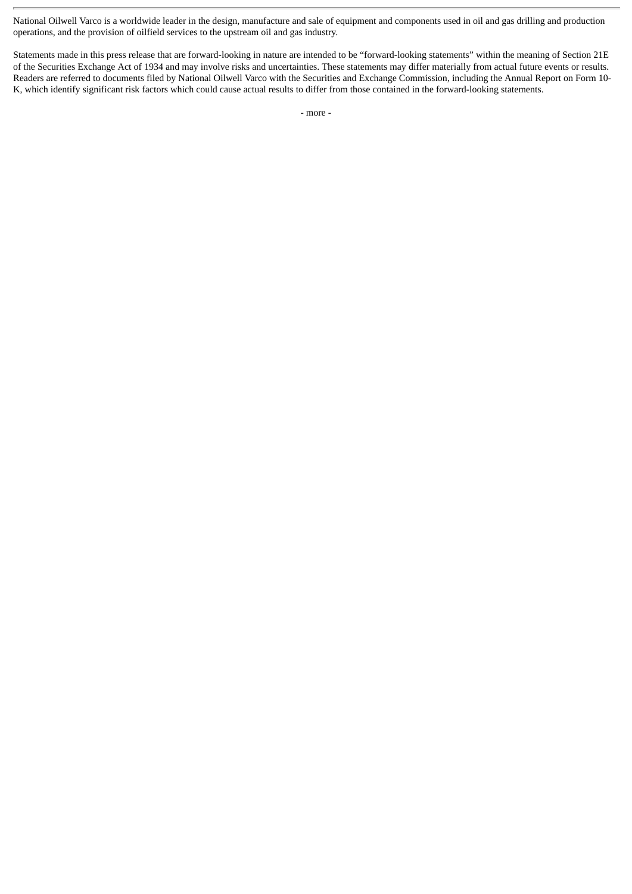National Oilwell Varco is a worldwide leader in the design, manufacture and sale of equipment and components used in oil and gas drilling and production operations, and the provision of oilfield services to the upstream oil and gas industry.

Statements made in this press release that are forward-looking in nature are intended to be "forward-looking statements" within the meaning of Section 21E of the Securities Exchange Act of 1934 and may involve risks and uncertainties. These statements may differ materially from actual future events or results. Readers are referred to documents filed by National Oilwell Varco with the Securities and Exchange Commission, including the Annual Report on Form 10-K, which identify significant risk factors which could cause actual results to differ from those contained in the forward-looking statements.

- more -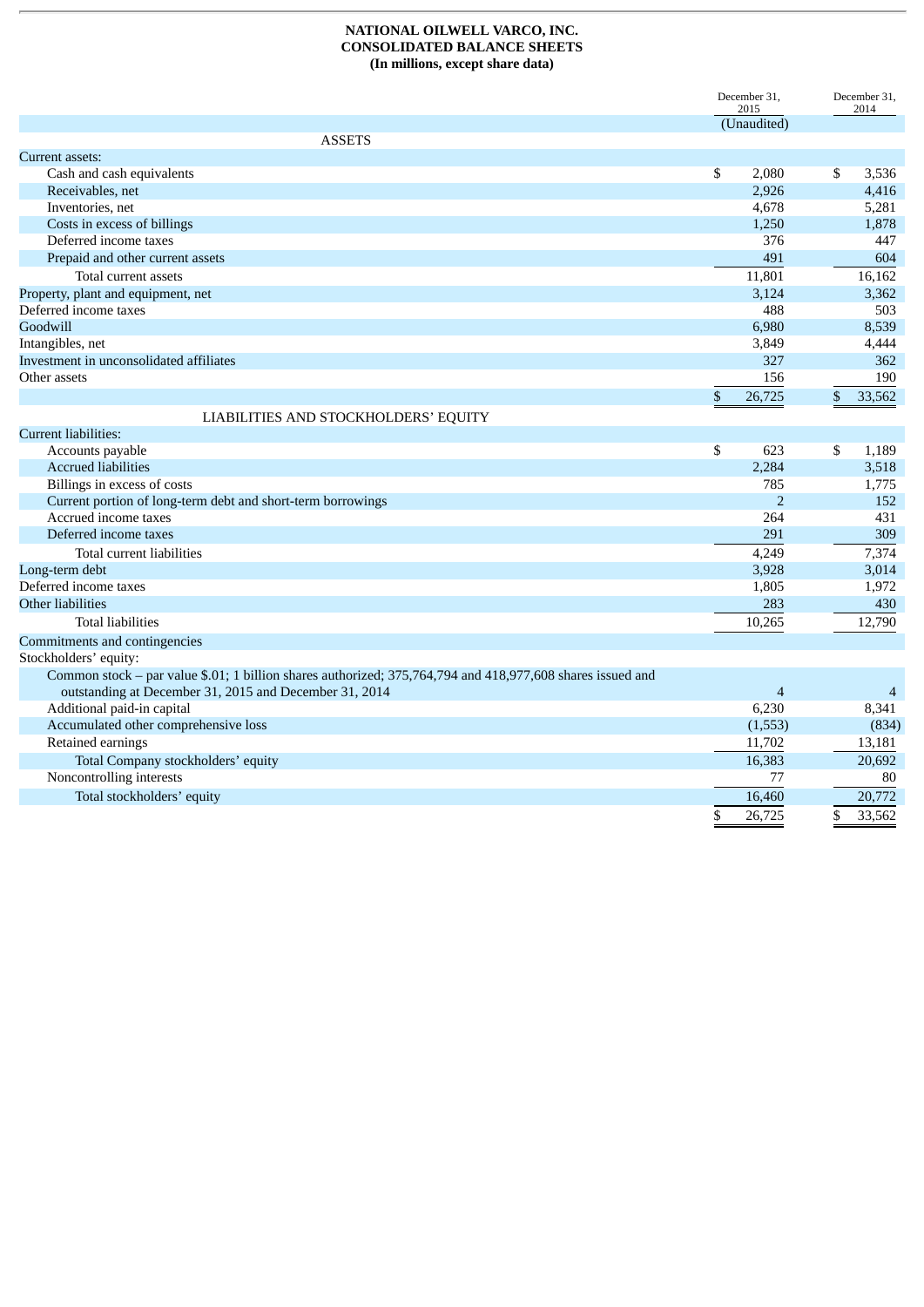# NATIONAL OILWELL VARCO, INC.
## CONSOLIDATED BALANCE SHEETS
### (In millions, except share data)

| | December 31, 2015 (Unaudited) | December 31, 2014 |
|---|---|---|
| **ASSETS** | | |
| Current assets: | | |
| Cash and cash equivalents | $ 2,080 | $ 3,536 |
| Receivables, net | 2,926 | 4,416 |
| Inventories, net | 4,678 | 5,281 |
| Costs in excess of billings | 1,250 | 1,878 |
| Deferred income taxes | 376 | 447 |
| Prepaid and other current assets | 491 | 604 |
| Total current assets | 11,801 | 16,162 |
| Property, plant and equipment, net | 3,124 | 3,362 |
| Deferred income taxes | 488 | 503 |
| Goodwill | 6,980 | 8,539 |
| Intangibles, net | 3,849 | 4,444 |
| Investment in unconsolidated affiliates | 327 | 362 |
| Other assets | 156 | 190 |
| | $ 26,725 | $ 33,562 |
| **LIABILITIES AND STOCKHOLDERS' EQUITY** | | |
| Current liabilities: | | |
| Accounts payable | $ 623 | $ 1,189 |
| Accrued liabilities | 2,284 | 3,518 |
| Billings in excess of costs | 785 | 1,775 |
| Current portion of long-term debt and short-term borrowings | 2 | 152 |
| Accrued income taxes | 264 | 431 |
| Deferred income taxes | 291 | 309 |
| Total current liabilities | 4,249 | 7,374 |
| Long-term debt | 3,928 | 3,014 |
| Deferred income taxes | 1,805 | 1,972 |
| Other liabilities | 283 | 430 |
| Total liabilities | 10,265 | 12,790 |
| Commitments and contingencies | | |
| Stockholders' equity: | | |
| Common stock – par value $.01; 1 billion shares authorized; 375,764,794 and 418,977,608 shares issued and outstanding at December 31, 2015 and December 31, 2014 | 4 | 4 |
| Additional paid-in capital | 6,230 | 8,341 |
| Accumulated other comprehensive loss | (1,553) | (834) |
| Retained earnings | 11,702 | 13,181 |
| Total Company stockholders' equity | 16,383 | 20,692 |
| Noncontrolling interests | 77 | 80 |
| Total stockholders' equity | 16,460 | 20,772 |
| | $ 26,725 | $ 33,562 |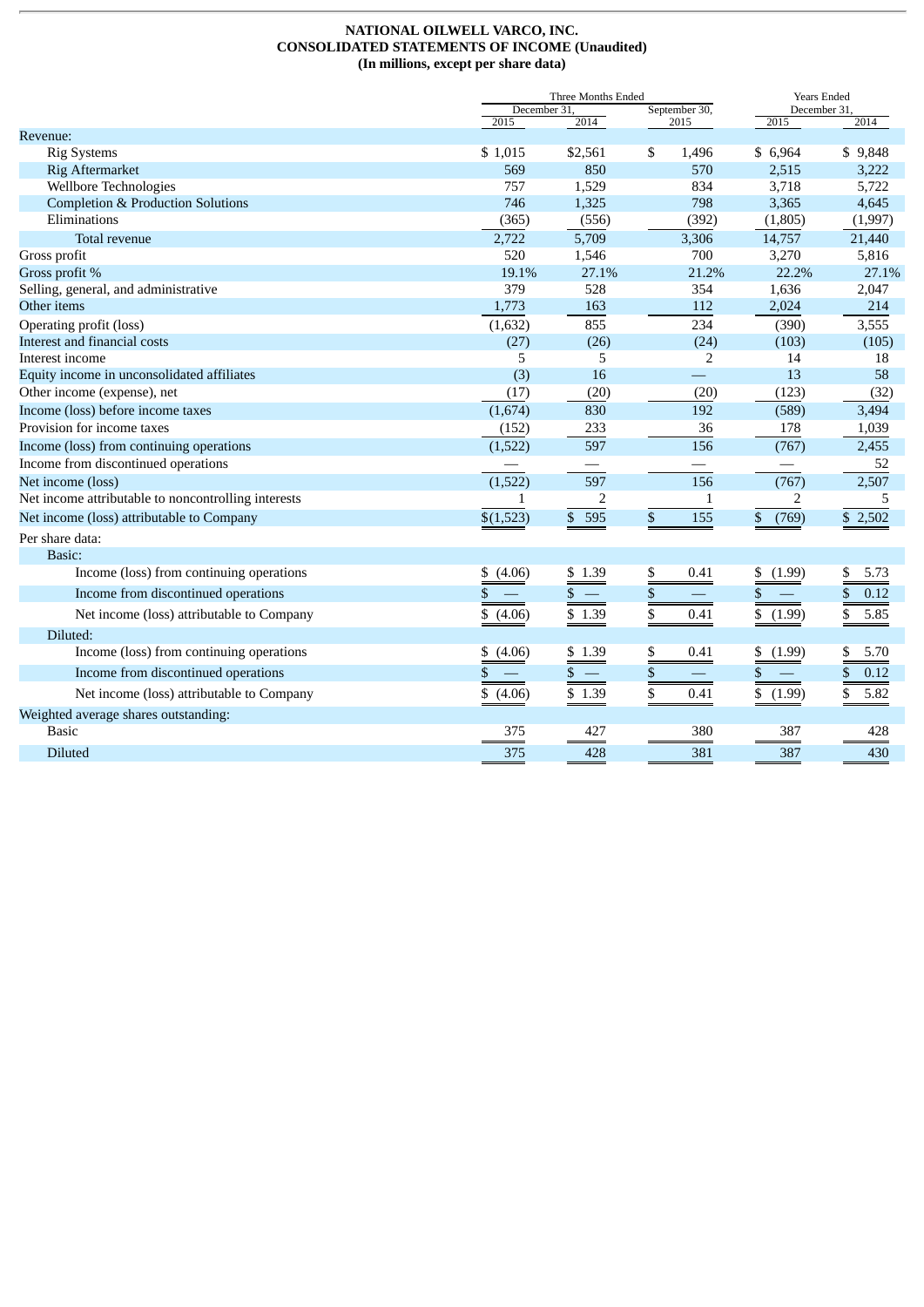**NATIONAL OILWELL VARCO, INC.**
**CONSOLIDATED STATEMENTS OF INCOME (Unaudited)**
**(In millions, except per share data)**

| | Three Months Ended | | | Years Ended | |
|---|---|---|---|---|---|
| | December 31, | | September 30, | December 31, | |
| | 2015 | 2014 | 2015 | 2015 | 2014 |
| Revenue: | | | | | |
| Rig Systems | $ 1,015 | $2,561 | $ 1,496 | $ 6,964 | $ 9,848 |
| Rig Aftermarket | 569 | 850 | 570 | 2,515 | 3,222 |
| Wellbore Technologies | 757 | 1,529 | 834 | 3,718 | 5,722 |
| Completion & Production Solutions | 746 | 1,325 | 798 | 3,365 | 4,645 |
| Eliminations | (365) | (556) | (392) | (1,805) | (1,997) |
| Total revenue | 2,722 | 5,709 | 3,306 | 14,757 | 21,440 |
| Gross profit | 520 | 1,546 | 700 | 3,270 | 5,816 |
| Gross profit % | 19.1% | 27.1% | 21.2% | 22.2% | 27.1% |
| Selling, general, and administrative | 379 | 528 | 354 | 1,636 | 2,047 |
| Other items | 1,773 | 163 | 112 | 2,024 | 214 |
| Operating profit (loss) | (1,632) | 855 | 234 | (390) | 3,555 |
| Interest and financial costs | (27) | (26) | (24) | (103) | (105) |
| Interest income | 5 | 5 | 2 | 14 | 18 |
| Equity income in unconsolidated affiliates | (3) | 16 | — | 13 | 58 |
| Other income (expense), net | (17) | (20) | (20) | (123) | (32) |
| Income (loss) before income taxes | (1,674) | 830 | 192 | (589) | 3,494 |
| Provision for income taxes | (152) | 233 | 36 | 178 | 1,039 |
| Income (loss) from continuing operations | (1,522) | 597 | 156 | (767) | 2,455 |
| Income from discontinued operations | — | — | — | — | 52 |
| Net income (loss) | (1,522) | 597 | 156 | (767) | 2,507 |
| Net income attributable to noncontrolling interests | 1 | 2 | 1 | 2 | 5 |
| Net income (loss) attributable to Company | $(1,523) | $ 595 | $ 155 | $ (769) | $ 2,502 |
| Per share data: | | | | | |
| Basic: | | | | | |
| Income (loss) from continuing operations | $ (4.06) | $ 1.39 | $ 0.41 | $ (1.99) | $ 5.73 |
| Income from discontinued operations | $ — | $ — | $ — | $ — | $ 0.12 |
| Net income (loss) attributable to Company | $ (4.06) | $ 1.39 | $ 0.41 | $ (1.99) | $ 5.85 |
| Diluted: | | | | | |
| Income (loss) from continuing operations | $ (4.06) | $ 1.39 | $ 0.41 | $ (1.99) | $ 5.70 |
| Income from discontinued operations | $ — | $ — | $ — | $ — | $ 0.12 |
| Net income (loss) attributable to Company | $ (4.06) | $ 1.39 | $ 0.41 | $ (1.99) | $ 5.82 |
| Weighted average shares outstanding: | | | | | |
| Basic | 375 | 427 | 380 | 387 | 428 |
| Diluted | 375 | 428 | 381 | 387 | 430 |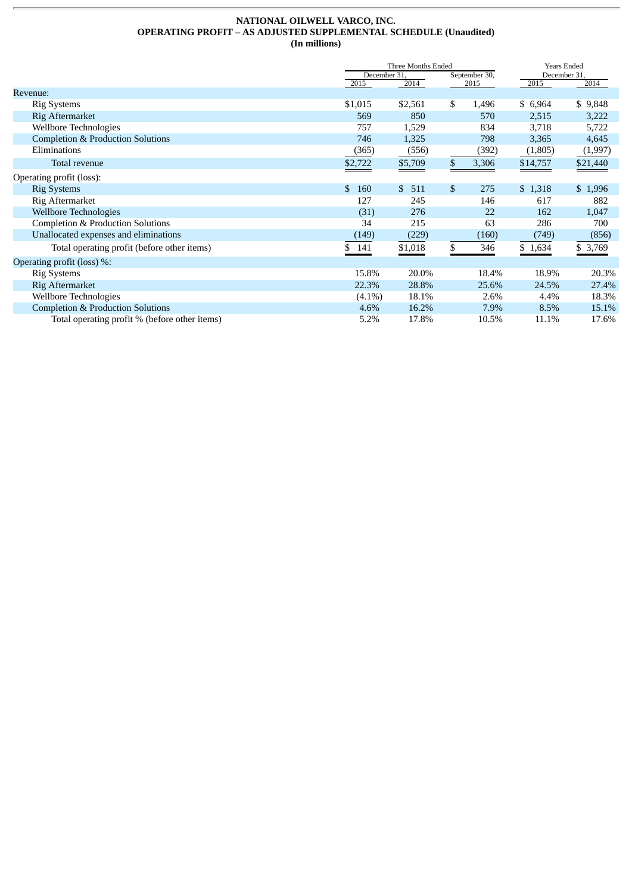**NATIONAL OILWELL VARCO, INC.**
**OPERATING PROFIT – AS ADJUSTED SUPPLEMENTAL SCHEDULE (Unaudited)**
**(In millions)**

| | Three Months Ended | | | Years Ended | |
|---|---|---|---|---|---|
| | December 31, | | September 30, | December 31, | |
| | 2015 | 2014 | 2015 | 2015 | 2014 |
| Revenue: | | | | | |
| Rig Systems | $1,015 | $2,561 | $ 1,496 | $ 6,964 | $ 9,848 |
| Rig Aftermarket | 569 | 850 | 570 | 2,515 | 3,222 |
| Wellbore Technologies | 757 | 1,529 | 834 | 3,718 | 5,722 |
| Completion & Production Solutions | 746 | 1,325 | 798 | 3,365 | 4,645 |
| Eliminations | (365) | (556) | (392) | (1,805) | (1,997) |
| Total revenue | $2,722 | $5,709 | $ 3,306 | $14,757 | $21,440 |
| Operating profit (loss): | | | | | |
| Rig Systems | $ 160 | $ 511 | $ 275 | $ 1,318 | $ 1,996 |
| Rig Aftermarket | 127 | 245 | 146 | 617 | 882 |
| Wellbore Technologies | (31) | 276 | 22 | 162 | 1,047 |
| Completion & Production Solutions | 34 | 215 | 63 | 286 | 700 |
| Unallocated expenses and eliminations | (149) | (229) | (160) | (749) | (856) |
| Total operating profit (before other items) | $ 141 | $1,018 | $ 346 | $ 1,634 | $ 3,769 |
| Operating profit (loss) %: | | | | | |
| Rig Systems | 15.8% | 20.0% | 18.4% | 18.9% | 20.3% |
| Rig Aftermarket | 22.3% | 28.8% | 25.6% | 24.5% | 27.4% |
| Wellbore Technologies | (4.1%) | 18.1% | 2.6% | 4.4% | 18.3% |
| Completion & Production Solutions | 4.6% | 16.2% | 7.9% | 8.5% | 15.1% |
| Total operating profit % (before other items) | 5.2% | 17.8% | 10.5% | 11.1% | 17.6% |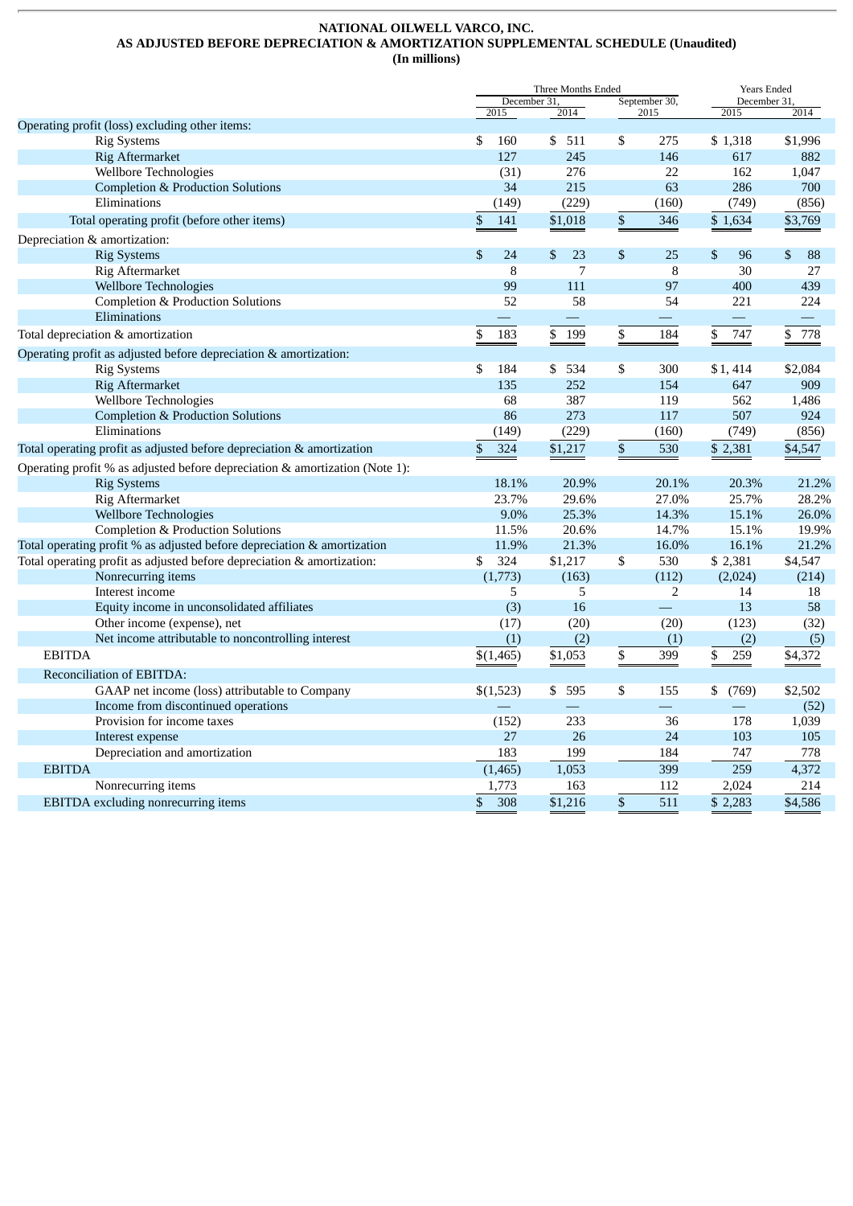**NATIONAL OILWELL VARCO, INC.**
**AS ADJUSTED BEFORE DEPRECIATION & AMORTIZATION SUPPLEMENTAL SCHEDULE (Unaudited)**
**(In millions)**

| | Three Months Ended | | | Years Ended | |
|---|---|---|---|---|---|
| | December 31, | | September 30, | December 31, | |
| | 2015 | 2014 | 2015 | 2015 | 2014 |
| Operating profit (loss) excluding other items: | | | | | |
| Rig Systems | $ 160 | $ 511 | $ 275 | $ 1,318 | $1,996 |
| Rig Aftermarket | 127 | 245 | 146 | 617 | 882 |
| Wellbore Technologies | (31) | 276 | 22 | 162 | 1,047 |
| Completion & Production Solutions | 34 | 215 | 63 | 286 | 700 |
| Eliminations | (149) | (229) | (160) | (749) | (856) |
| Total operating profit (before other items) | $ 141 | $1,018 | $ 346 | $ 1,634 | $3,769 |
| Depreciation & amortization: | | | | | |
| Rig Systems | $ 24 | $ 23 | $ 25 | $ 96 | $ 88 |
| Rig Aftermarket | 8 | 7 | 8 | 30 | 27 |
| Wellbore Technologies | 99 | 111 | 97 | 400 | 439 |
| Completion & Production Solutions | 52 | 58 | 54 | 221 | 224 |
| Eliminations | — | — | — | — | — |
| Total depreciation & amortization | $ 183 | $ 199 | $ 184 | $ 747 | $ 778 |
| Operating profit as adjusted before depreciation & amortization: | | | | | |
| Rig Systems | $ 184 | $ 534 | $ 300 | $1, 414 | $2,084 |
| Rig Aftermarket | 135 | 252 | 154 | 647 | 909 |
| Wellbore Technologies | 68 | 387 | 119 | 562 | 1,486 |
| Completion & Production Solutions | 86 | 273 | 117 | 507 | 924 |
| Eliminations | (149) | (229) | (160) | (749) | (856) |
| Total operating profit as adjusted before depreciation & amortization | $ 324 | $1,217 | $ 530 | $ 2,381 | $4,547 |
| Operating profit % as adjusted before depreciation & amortization (Note 1): | | | | | |
| Rig Systems | 18.1% | 20.9% | 20.1% | 20.3% | 21.2% |
| Rig Aftermarket | 23.7% | 29.6% | 27.0% | 25.7% | 28.2% |
| Wellbore Technologies | 9.0% | 25.3% | 14.3% | 15.1% | 26.0% |
| Completion & Production Solutions | 11.5% | 20.6% | 14.7% | 15.1% | 19.9% |
| Total operating profit % as adjusted before depreciation & amortization | 11.9% | 21.3% | 16.0% | 16.1% | 21.2% |
| Total operating profit as adjusted before depreciation & amortization: | $ 324 | $1,217 | $ 530 | $ 2,381 | $4,547 |
| Nonrecurring items | (1,773) | (163) | (112) | (2,024) | (214) |
| Interest income | 5 | 5 | 2 | 14 | 18 |
| Equity income in unconsolidated affiliates | (3) | 16 | — | 13 | 58 |
| Other income (expense), net | (17) | (20) | (20) | (123) | (32) |
| Net income attributable to noncontrolling interest | (1) | (2) | (1) | (2) | (5) |
| EBITDA | $(1,465) | $1,053 | $ 399 | $ 259 | $4,372 |
| Reconciliation of EBITDA: | | | | | |
| GAAP net income (loss) attributable to Company | $(1,523) | $ 595 | $ 155 | $ (769) | $2,502 |
| Income from discontinued operations | — | — | — | — | (52) |
| Provision for income taxes | (152) | 233 | 36 | 178 | 1,039 |
| Interest expense | 27 | 26 | 24 | 103 | 105 |
| Depreciation and amortization | 183 | 199 | 184 | 747 | 778 |
| EBITDA | (1,465) | 1,053 | 399 | 259 | 4,372 |
| Nonrecurring items | 1,773 | 163 | 112 | 2,024 | 214 |
| EBITDA excluding nonrecurring items | $ 308 | $1,216 | $ 511 | $ 2,283 | $4,586 |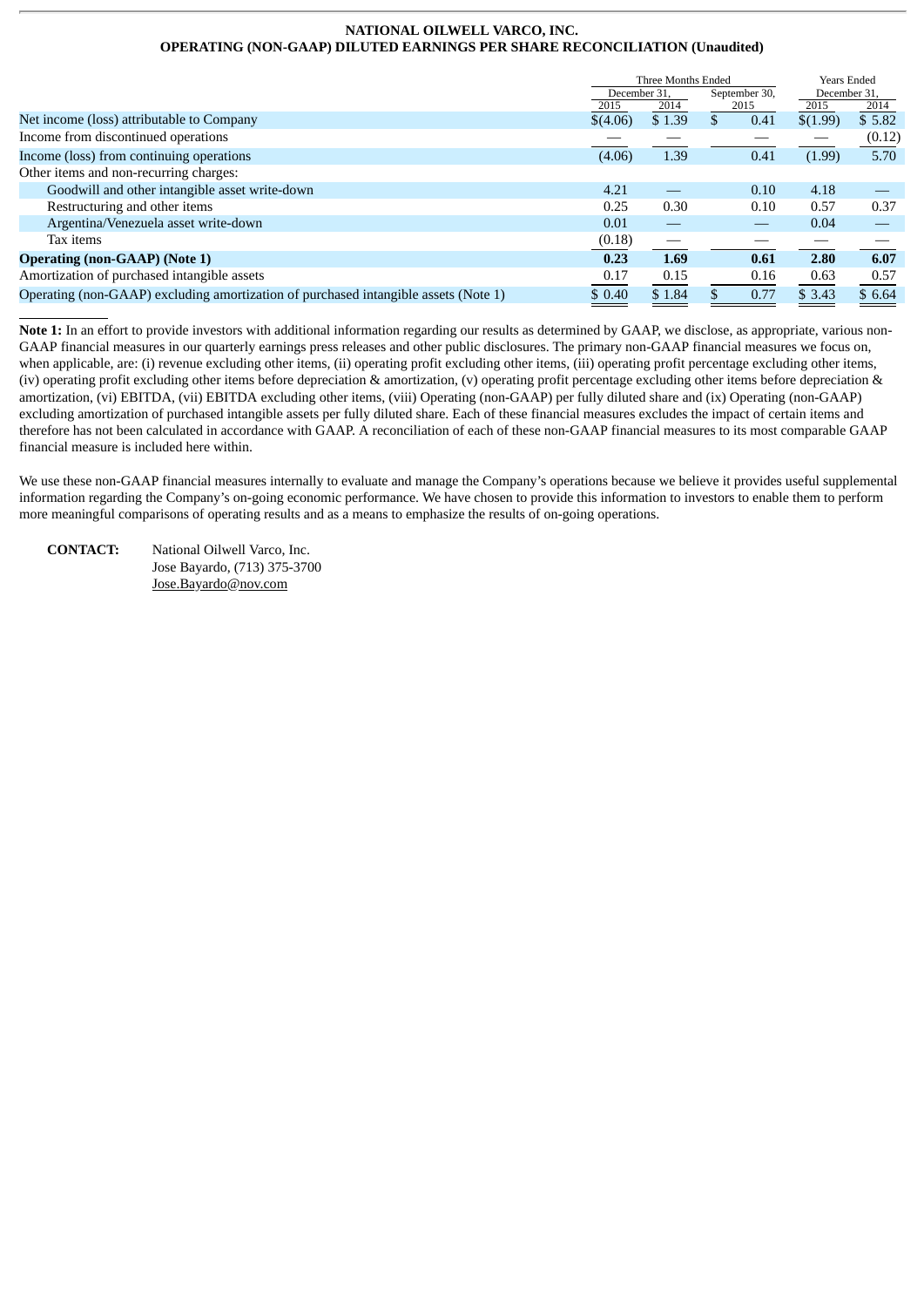## NATIONAL OILWELL VARCO, INC.
## OPERATING (NON-GAAP) DILUTED EARNINGS PER SHARE RECONCILIATION (Unaudited)

| | Three Months Ended | | | Years Ended | |
|---|---|---|---|---|---|
| | December 31, | | September 30, | December 31, | |
| | 2015 | 2014 | 2015 | 2015 | 2014 |
| Net income (loss) attributable to Company | $(4.06) | $ 1.39 | $ 0.41 | $(1.99) | $ 5.82 |
| Income from discontinued operations | — | — | — | — | (0.12) |
| Income (loss) from continuing operations | (4.06) | 1.39 | 0.41 | (1.99) | 5.70 |
| Other items and non-recurring charges: | | | | | |
| Goodwill and other intangible asset write-down | 4.21 | — | 0.10 | 4.18 | — |
| Restructuring and other items | 0.25 | 0.30 | 0.10 | 0.57 | 0.37 |
| Argentina/Venezuela asset write-down | 0.01 | — | — | 0.04 | — |
| Tax items | (0.18) | — | — | — | — |
| **Operating (non-GAAP) (Note 1)** | **0.23** | **1.69** | **0.61** | **2.80** | **6.07** |
| Amortization of purchased intangible assets | 0.17 | 0.15 | 0.16 | 0.63 | 0.57 |
| Operating (non-GAAP) excluding amortization of purchased intangible assets (Note 1) | $ 0.40 | $ 1.84 | $ 0.77 | $ 3.43 | $ 6.64 |

**Note 1:** In an effort to provide investors with additional information regarding our results as determined by GAAP, we disclose, as appropriate, various non-GAAP financial measures in our quarterly earnings press releases and other public disclosures. The primary non-GAAP financial measures we focus on, when applicable, are: (i) revenue excluding other items, (ii) operating profit excluding other items, (iii) operating profit percentage excluding other items, (iv) operating profit excluding other items before depreciation & amortization, (v) operating profit percentage excluding other items before depreciation & amortization, (vi) EBITDA, (vii) EBITDA excluding other items, (viii) Operating (non-GAAP) per fully diluted share and (ix) Operating (non-GAAP) excluding amortization of purchased intangible assets per fully diluted share. Each of these financial measures excludes the impact of certain items and therefore has not been calculated in accordance with GAAP. A reconciliation of each of these non-GAAP financial measures to its most comparable GAAP financial measure is included here within.

We use these non-GAAP financial measures internally to evaluate and manage the Company's operations because we believe it provides useful supplemental information regarding the Company's on-going economic performance. We have chosen to provide this information to investors to enable them to perform more meaningful comparisons of operating results and as a means to emphasize the results of on-going operations.

**CONTACT:** National Oilwell Varco, Inc.
Jose Bayardo, (713) 375-3700
Jose.Bayardo@nov.com